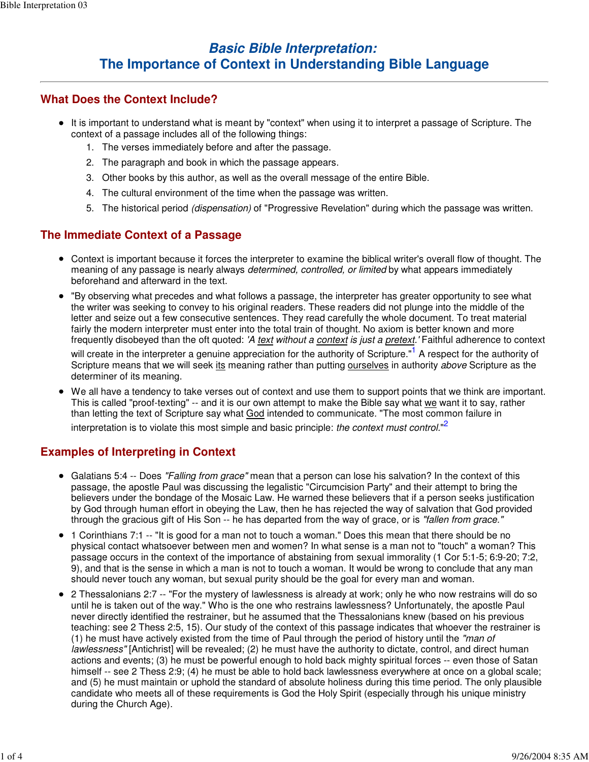# Basic Bible Interpretation:
# The Importance of Context in Understanding Bible Language

## What Does the Context Include?

- It is important to understand what is meant by "context" when using it to interpret a passage of Scripture. The context of a passage includes all of the following things:
  1. The verses immediately before and after the passage.
  2. The paragraph and book in which the passage appears.
  3. Other books by this author, as well as the overall message of the entire Bible.
  4. The cultural environment of the time when the passage was written.
  5. The historical period *(dispensation)* of "Progressive Revelation" during which the passage was written.

## The Immediate Context of a Passage

- Context is important because it forces the interpreter to examine the biblical writer's overall flow of thought. The meaning of any passage is nearly always *determined, controlled, or limited* by what appears immediately beforehand and afterward in the text.
- "By observing what precedes and what follows a passage, the interpreter has greater opportunity to see what the writer was seeking to convey to his original readers. These readers did not plunge into the middle of the letter and seize out a few consecutive sentences. They read carefully the whole document. To treat material fairly the modern interpreter must enter into the total train of thought. No axiom is better known and more frequently disobeyed than the oft quoted: *'A text without a context is just a pretext.'* Faithful adherence to context will create in the interpreter a genuine appreciation for the authority of Scripture."[1] A respect for the authority of Scripture means that we will seek its meaning rather than putting ourselves in authority *above* Scripture as the determiner of its meaning.
- We all have a tendency to take verses out of context and use them to support points that we think are important. This is called "proof-texting" -- and it is our own attempt to make the Bible say what we want it to say, rather than letting the text of Scripture say what God intended to communicate. "The most common failure in interpretation is to violate this most simple and basic principle: *the context must control*."[2]

## Examples of Interpreting in Context

- Galatians 5:4 -- Does *"Falling from grace"* mean that a person can lose his salvation? In the context of this passage, the apostle Paul was discussing the legalistic "Circumcision Party" and their attempt to bring the believers under the bondage of the Mosaic Law. He warned these believers that if a person seeks justification by God through human effort in obeying the Law, then he has rejected the way of salvation that God provided through the gracious gift of His Son -- he has departed from the way of grace, or is *"fallen from grace."*
- 1 Corinthians 7:1 -- "It is good for a man not to touch a woman." Does this mean that there should be no physical contact whatsoever between men and women? In what sense is a man not to "touch" a woman? This passage occurs in the context of the importance of abstaining from sexual immorality (1 Cor 5:1-5; 6:9-20; 7:2, 9), and that is the sense in which a man is not to touch a woman. It would be wrong to conclude that any man should never touch any woman, but sexual purity should be the goal for every man and woman.
- 2 Thessalonians 2:7 -- "For the mystery of lawlessness is already at work; only he who now restrains will do so until he is taken out of the way." Who is the one who restrains lawlessness? Unfortunately, the apostle Paul never directly identified the restrainer, but he assumed that the Thessalonians knew (based on his previous teaching: see 2 Thess 2:5, 15). Our study of the context of this passage indicates that whoever the restrainer is (1) he must have actively existed from the time of Paul through the period of history until the *"man of lawlessness"* [Antichrist] will be revealed; (2) he must have the authority to dictate, control, and direct human actions and events; (3) he must be powerful enough to hold back mighty spiritual forces -- even those of Satan himself -- see 2 Thess 2:9; (4) he must be able to hold back lawlessness everywhere at once on a global scale; and (5) he must maintain or uphold the standard of absolute holiness during this time period. The only plausible candidate who meets all of these requirements is God the Holy Spirit (especially through his unique ministry during the Church Age).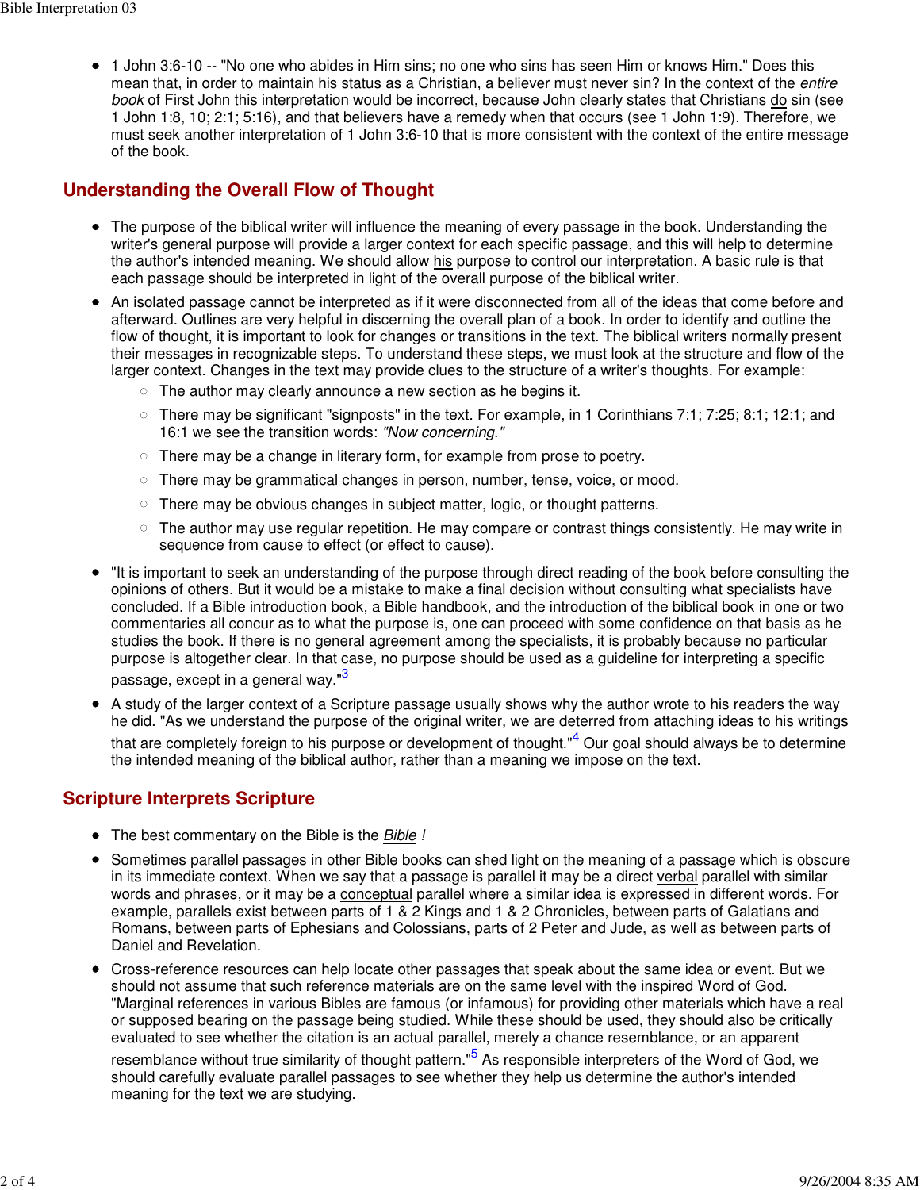- 1 John 3:6-10 -- "No one who abides in Him sins; no one who sins has seen Him or knows Him." Does this mean that, in order to maintain his status as a Christian, a believer must never sin? In the context of the *entire book* of First John this interpretation would be incorrect, because John clearly states that Christians do sin (see 1 John 1:8, 10; 2:1; 5:16), and that believers have a remedy when that occurs (see 1 John 1:9). Therefore, we must seek another interpretation of 1 John 3:6-10 that is more consistent with the context of the entire message of the book.

## Understanding the Overall Flow of Thought

- The purpose of the biblical writer will influence the meaning of every passage in the book. Understanding the writer's general purpose will provide a larger context for each specific passage, and this will help to determine the author's intended meaning. We should allow his purpose to control our interpretation. A basic rule is that each passage should be interpreted in light of the overall purpose of the biblical writer.
- An isolated passage cannot be interpreted as if it were disconnected from all of the ideas that come before and afterward. Outlines are very helpful in discerning the overall plan of a book. In order to identify and outline the flow of thought, it is important to look for changes or transitions in the text. The biblical writers normally present their messages in recognizable steps. To understand these steps, we must look at the structure and flow of the larger context. Changes in the text may provide clues to the structure of a writer's thoughts. For example:
  - The author may clearly announce a new section as he begins it.
  - There may be significant "signposts" in the text. For example, in 1 Corinthians 7:1; 7:25; 8:1; 12:1; and 16:1 we see the transition words: *"Now concerning."*
  - There may be a change in literary form, for example from prose to poetry.
  - There may be grammatical changes in person, number, tense, voice, or mood.
  - There may be obvious changes in subject matter, logic, or thought patterns.
  - The author may use regular repetition. He may compare or contrast things consistently. He may write in sequence from cause to effect (or effect to cause).
- "It is important to seek an understanding of the purpose through direct reading of the book before consulting the opinions of others. But it would be a mistake to make a final decision without consulting what specialists have concluded. If a Bible introduction book, a Bible handbook, and the introduction of the biblical book in one or two commentaries all concur as to what the purpose is, one can proceed with some confidence on that basis as he studies the book. If there is no general agreement among the specialists, it is probably because no particular purpose is altogether clear. In that case, no purpose should be used as a guideline for interpreting a specific passage, except in a general way."[3]
- A study of the larger context of a Scripture passage usually shows why the author wrote to his readers the way he did. "As we understand the purpose of the original writer, we are deterred from attaching ideas to his writings that are completely foreign to his purpose or development of thought."[4] Our goal should always be to determine the intended meaning of the biblical author, rather than a meaning we impose on the text.

## Scripture Interprets Scripture

- The best commentary on the Bible is the *Bible* !
- Sometimes parallel passages in other Bible books can shed light on the meaning of a passage which is obscure in its immediate context. When we say that a passage is parallel it may be a direct verbal parallel with similar words and phrases, or it may be a conceptual parallel where a similar idea is expressed in different words. For example, parallels exist between parts of 1 & 2 Kings and 1 & 2 Chronicles, between parts of Galatians and Romans, between parts of Ephesians and Colossians, parts of 2 Peter and Jude, as well as between parts of Daniel and Revelation.
- Cross-reference resources can help locate other passages that speak about the same idea or event. But we should not assume that such reference materials are on the same level with the inspired Word of God. "Marginal references in various Bibles are famous (or infamous) for providing other materials which have a real or supposed bearing on the passage being studied. While these should be used, they should also be critically evaluated to see whether the citation is an actual parallel, merely a chance resemblance, or an apparent resemblance without true similarity of thought pattern."[5] As responsible interpreters of the Word of God, we should carefully evaluate parallel passages to see whether they help us determine the author's intended meaning for the text we are studying.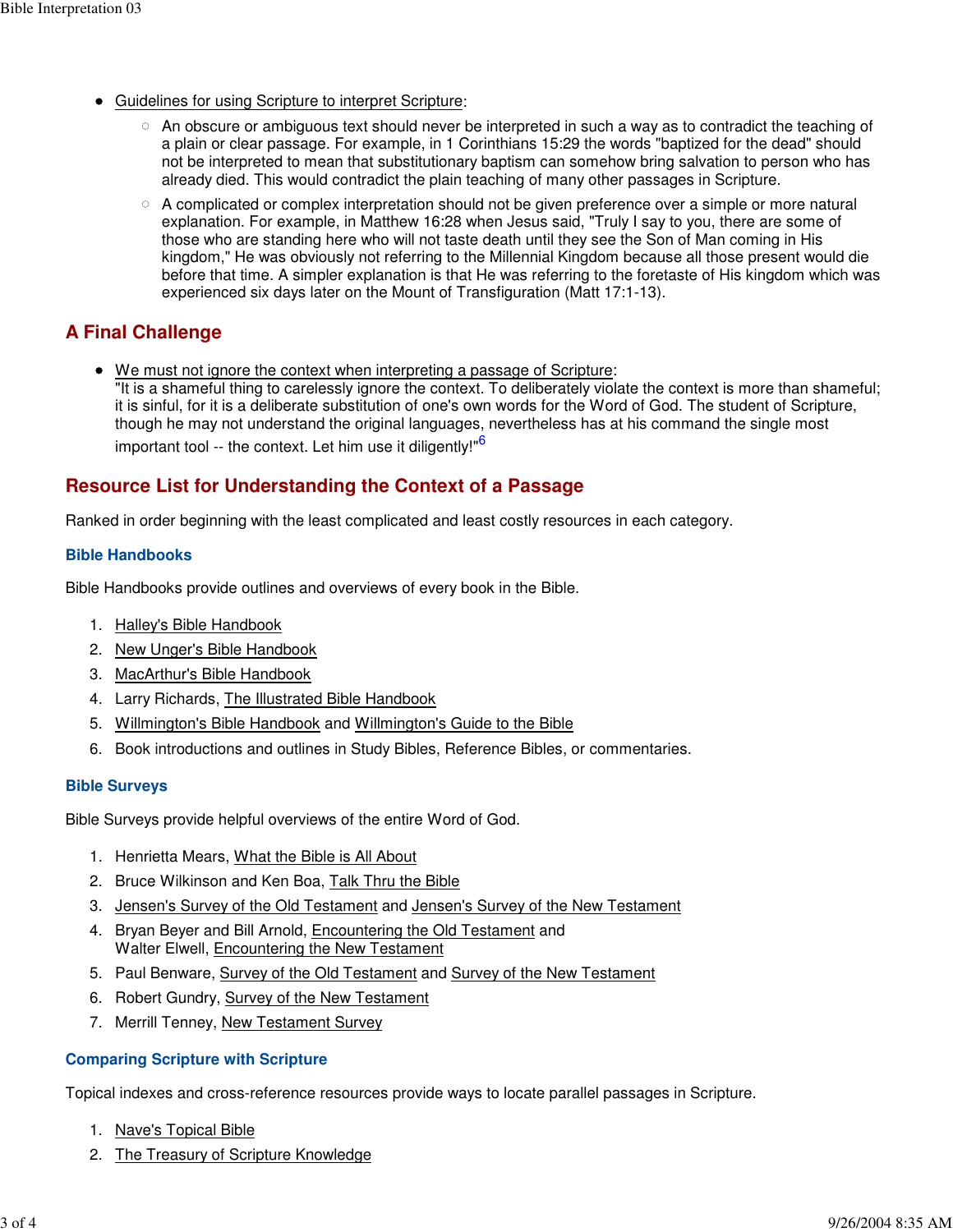- Guidelines for using Scripture to interpret Scripture:
  - An obscure or ambiguous text should never be interpreted in such a way as to contradict the teaching of a plain or clear passage. For example, in 1 Corinthians 15:29 the words "baptized for the dead" should not be interpreted to mean that substitutionary baptism can somehow bring salvation to person who has already died. This would contradict the plain teaching of many other passages in Scripture.
  - A complicated or complex interpretation should not be given preference over a simple or more natural explanation. For example, in Matthew 16:28 when Jesus said, "Truly I say to you, there are some of those who are standing here who will not taste death until they see the Son of Man coming in His kingdom," He was obviously not referring to the Millennial Kingdom because all those present would die before that time. A simpler explanation is that He was referring to the foretaste of His kingdom which was experienced six days later on the Mount of Transfiguration (Matt 17:1-13).

## A Final Challenge

- We must not ignore the context when interpreting a passage of Scripture:
  "It is a shameful thing to carelessly ignore the context. To deliberately violate the context is more than shameful; it is sinful, for it is a deliberate substitution of one's own words for the Word of God. The student of Scripture, though he may not understand the original languages, nevertheless has at his command the single most important tool -- the context. Let him use it diligently!"[6]

## Resource List for Understanding the Context of a Passage

Ranked in order beginning with the least complicated and least costly resources in each category.

### Bible Handbooks

Bible Handbooks provide outlines and overviews of every book in the Bible.

1. Halley's Bible Handbook
2. New Unger's Bible Handbook
3. MacArthur's Bible Handbook
4. Larry Richards, The Illustrated Bible Handbook
5. Willmington's Bible Handbook and Willmington's Guide to the Bible
6. Book introductions and outlines in Study Bibles, Reference Bibles, or commentaries.

### Bible Surveys

Bible Surveys provide helpful overviews of the entire Word of God.

1. Henrietta Mears, What the Bible is All About
2. Bruce Wilkinson and Ken Boa, Talk Thru the Bible
3. Jensen's Survey of the Old Testament and Jensen's Survey of the New Testament
4. Bryan Beyer and Bill Arnold, Encountering the Old Testament and
   Walter Elwell, Encountering the New Testament
5. Paul Benware, Survey of the Old Testament and Survey of the New Testament
6. Robert Gundry, Survey of the New Testament
7. Merrill Tenney, New Testament Survey

### Comparing Scripture with Scripture

Topical indexes and cross-reference resources provide ways to locate parallel passages in Scripture.

1. Nave's Topical Bible
2. The Treasury of Scripture Knowledge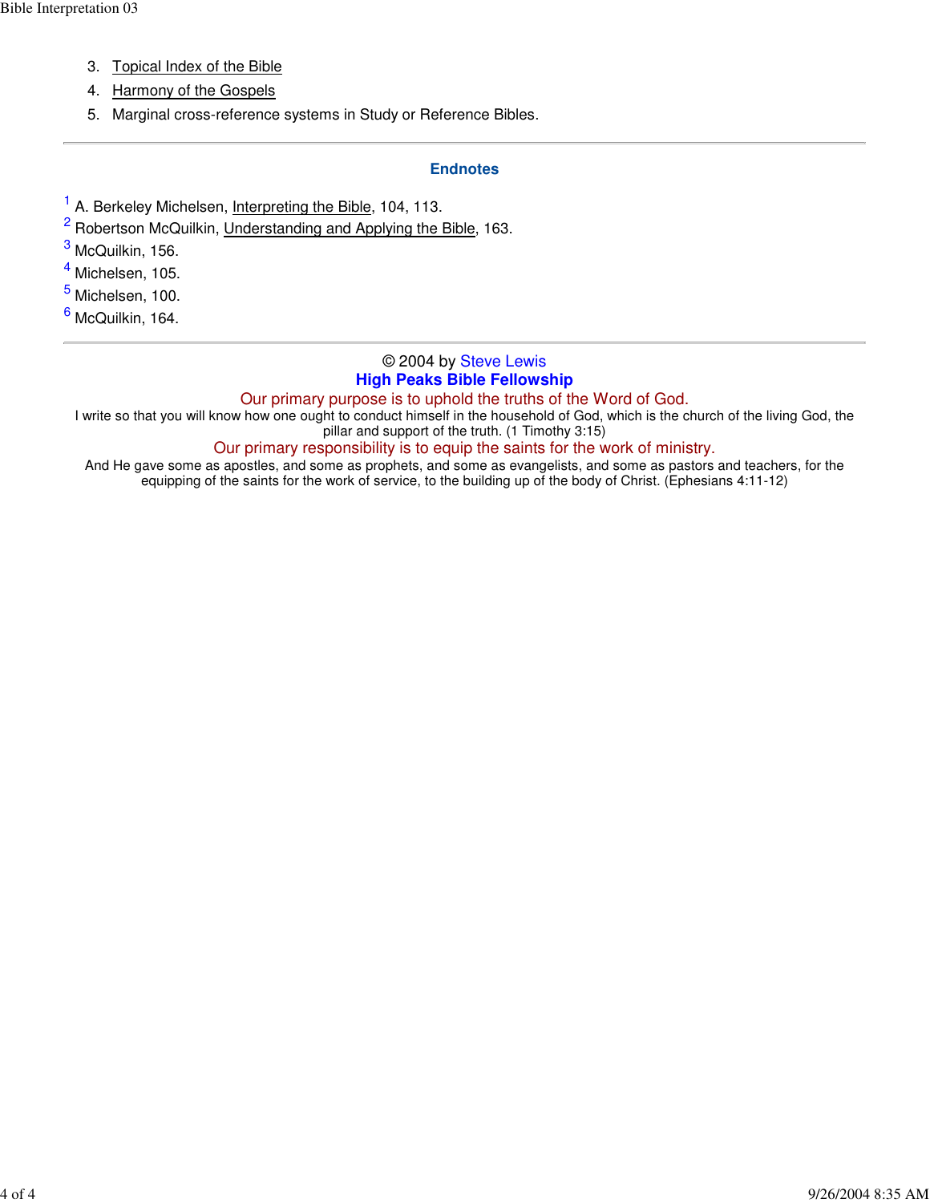3. Topical Index of the Bible
4. Harmony of the Gospels
5. Marginal cross-reference systems in Study or Reference Bibles.

---

## Endnotes

[1] A. Berkeley Michelsen, Interpreting the Bible, 104, 113.
[2] Robertson McQuilkin, Understanding and Applying the Bible, 163.
[3] McQuilkin, 156.
[4] Michelsen, 105.
[5] Michelsen, 100.
[6] McQuilkin, 164.

---

© 2004 by Steve Lewis

**High Peaks Bible Fellowship**

Our primary purpose is to uphold the truths of the Word of God.

I write so that you will know how one ought to conduct himself in the household of God, which is the church of the living God, the pillar and support of the truth. (1 Timothy 3:15)

Our primary responsibility is to equip the saints for the work of ministry.

And He gave some as apostles, and some as prophets, and some as evangelists, and some as pastors and teachers, for the equipping of the saints for the work of service, to the building up of the body of Christ. (Ephesians 4:11-12)